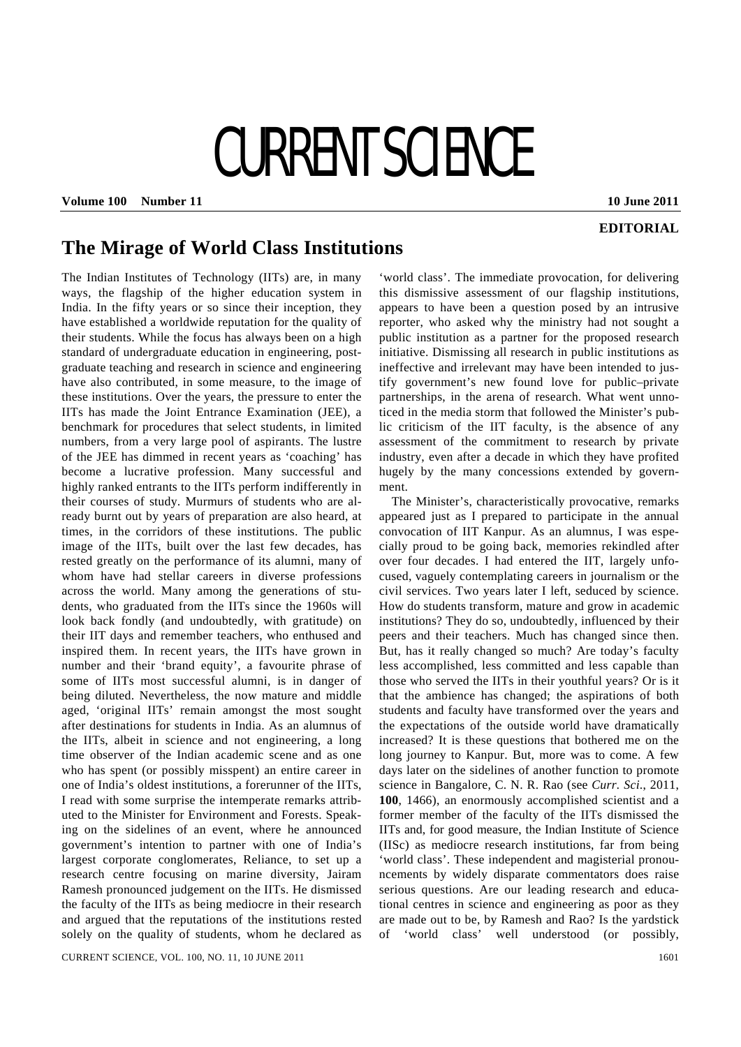**EDITORIAL**

# The Mirage of World Class Institutions

The Indian Institutes of Technology (IITs) are, in many ways, the flagship of the higher education system in India. In the fifty years or so since their inception, they have established a worldwide reputation for the quality of their students. While the focus has always been on a high standard of undergraduate education in engineering, postgraduate teaching and research in science and engineering have also contributed, in some measure, to the image of these institutions. Over the years, the pressure to enter the IITs has made the Joint Entrance Examination (JEE), a benchmark for procedures that select students, in limited numbers, from a very large pool of aspirants. The lustre of the JEE has dimmed in recent years as 'coaching' has become a lucrative profession. Many successful and highly ranked entrants to the IITs perform indifferently in their courses of study. Murmurs of students who are already burnt out by years of preparation are also heard, at times, in the corridors of these institutions. The public image of the IITs, built over the last few decades, has rested greatly on the performance of its alumni, many of whom have had stellar careers in diverse professions across the world. Many among the generations of students, who graduated from the IITs since the 1960s will look back fondly (and undoubtedly, with gratitude) on their IIT days and remember teachers, who enthused and inspired them. In recent years, the IITs have grown in number and their 'brand equity', a favourite phrase of some of IITs most successful alumni, is in danger of being diluted. Nevertheless, the now mature and middle aged, 'original IITs' remain amongst the most sought after destinations for students in India. As an alumnus of the IITs, albeit in science and not engineering, a long time observer of the Indian academic scene and as one who has spent (or possibly misspent) an entire career in one of India's oldest institutions, a forerunner of the IITs, I read with some surprise the intemperate remarks attributed to the Minister for Environment and Forests. Speaking on the sidelines of an event, where he announced government's intention to partner with one of India's largest corporate conglomerates, Reliance, to set up a research centre focusing on marine diversity, Jairam Ramesh pronounced judgement on the IITs. He dismissed the faculty of the IITs as being mediocre in their research and argued that the reputations of the institutions rested solely on the quality of students, whom he declared as 'world class'. The immediate provocation, for delivering this dismissive assessment of our flagship institutions, appears to have been a question posed by an intrusive reporter, who asked why the ministry had not sought a public institution as a partner for the proposed research initiative. Dismissing all research in public institutions as ineffective and irrelevant may have been intended to justify government's new found love for public–private partnerships, in the arena of research. What went unnoticed in the media storm that followed the Minister's public criticism of the IIT faculty, is the absence of any assessment of the commitment to research by private industry, even after a decade in which they have profited hugely by the many concessions extended by government.

The Minister's, characteristically provocative, remarks appeared just as I prepared to participate in the annual convocation of IIT Kanpur. As an alumnus, I was especially proud to be going back, memories rekindled after over four decades. I had entered the IIT, largely unfocused, vaguely contemplating careers in journalism or the civil services. Two years later I left, seduced by science. How do students transform, mature and grow in academic institutions? They do so, undoubtedly, influenced by their peers and their teachers. Much has changed since then. But, has it really changed so much? Are today's faculty less accomplished, less committed and less capable than those who served the IITs in their youthful years? Or is it that the ambience has changed; the aspirations of both students and faculty have transformed over the years and the expectations of the outside world have dramatically increased? It is these questions that bothered me on the long journey to Kanpur. But, more was to come. A few days later on the sidelines of another function to promote science in Bangalore, C. N. R. Rao (see *Curr. Sci.*, 2011, **100**, 1466), an enormously accomplished scientist and a former member of the faculty of the IITs dismissed the IITs and, for good measure, the Indian Institute of Science (IISc) as mediocre research institutions, far from being 'world class'. These independent and magisterial pronouncements by widely disparate commentators does raise serious questions. Are our leading research and educational centres in science and engineering as poor as they are made out to be, by Ramesh and Rao? Is the yardstick of 'world class' well understood (or possibly,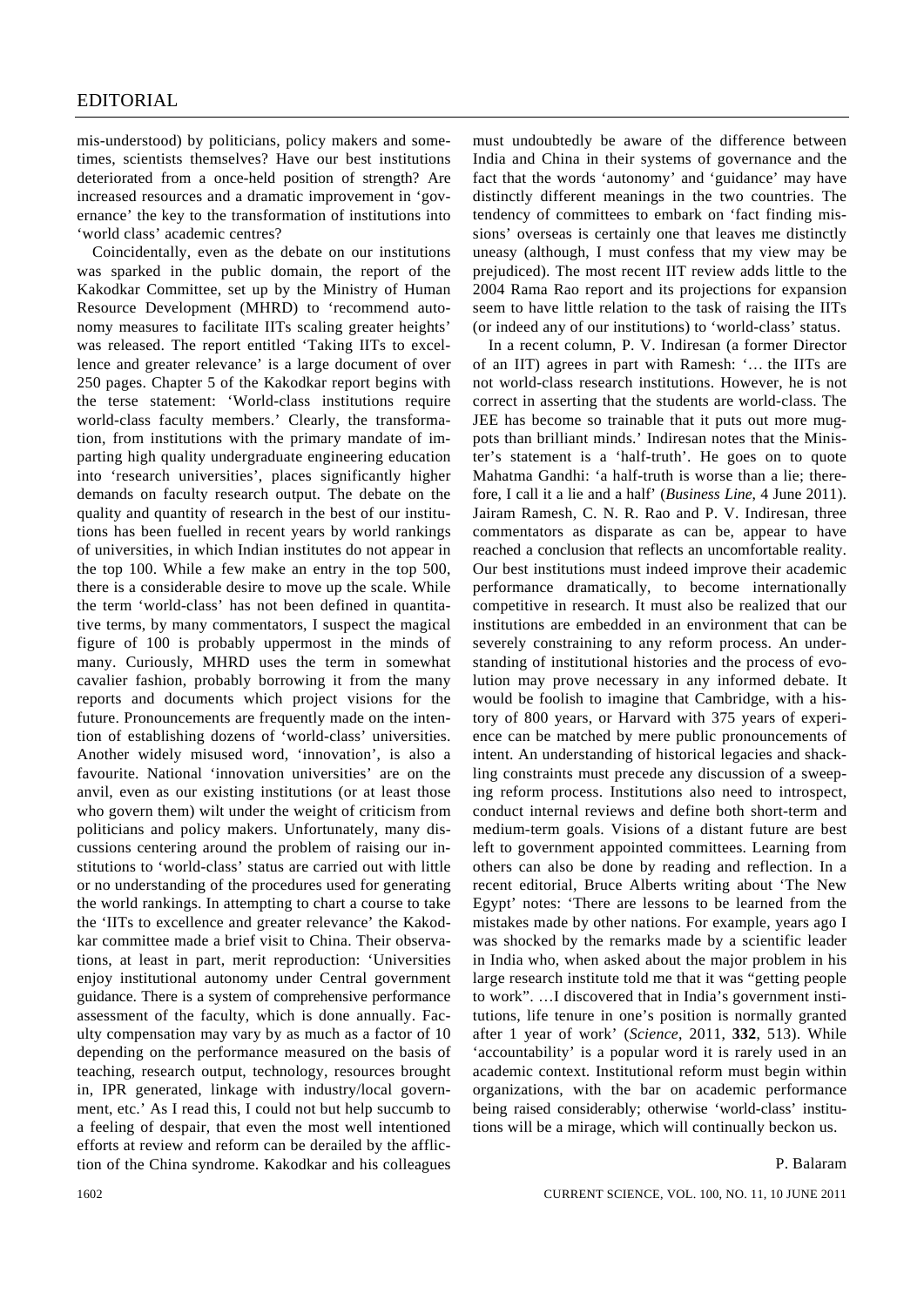mis-understood) by politicians, policy makers and sometimes, scientists themselves? Have our best institutions deteriorated from a once-held position of strength? Are increased resources and a dramatic improvement in 'governance' the key to the transformation of institutions into 'world class' academic centres?

Coincidentally, even as the debate on our institutions was sparked in the public domain, the report of the Kakodkar Committee, set up by the Ministry of Human Resource Development (MHRD) to 'recommend autonomy measures to facilitate IITs scaling greater heights' was released. The report entitled 'Taking IITs to excellence and greater relevance' is a large document of over 250 pages. Chapter 5 of the Kakodkar report begins with the terse statement: 'World-class institutions require world-class faculty members.' Clearly, the transformation, from institutions with the primary mandate of imparting high quality undergraduate engineering education into 'research universities', places significantly higher demands on faculty research output. The debate on the quality and quantity of research in the best of our institutions has been fuelled in recent years by world rankings of universities, in which Indian institutes do not appear in the top 100. While a few make an entry in the top 500, there is a considerable desire to move up the scale. While the term 'world-class' has not been defined in quantitative terms, by many commentators, I suspect the magical figure of 100 is probably uppermost in the minds of many. Curiously, MHRD uses the term in somewhat cavalier fashion, probably borrowing it from the many reports and documents which project visions for the future. Pronouncements are frequently made on the intention of establishing dozens of 'world-class' universities. Another widely misused word, 'innovation', is also a favourite. National 'innovation universities' are on the anvil, even as our existing institutions (or at least those who govern them) wilt under the weight of criticism from politicians and policy makers. Unfortunately, many discussions centering around the problem of raising our institutions to 'world-class' status are carried out with little or no understanding of the procedures used for generating the world rankings. In attempting to chart a course to take the 'IITs to excellence and greater relevance' the Kakodkar committee made a brief visit to China. Their observations, at least in part, merit reproduction: 'Universities enjoy institutional autonomy under Central government guidance. There is a system of comprehensive performance assessment of the faculty, which is done annually. Faculty compensation may vary by as much as a factor of 10 depending on the performance measured on the basis of teaching, research output, technology, resources brought in, IPR generated, linkage with industry/local government, etc.' As I read this, I could not but help succumb to a feeling of despair, that even the most well intentioned efforts at review and reform can be derailed by the affliction of the China syndrome. Kakodkar and his colleagues must undoubtedly be aware of the difference between India and China in their systems of governance and the fact that the words 'autonomy' and 'guidance' may have distinctly different meanings in the two countries. The tendency of committees to embark on 'fact finding missions' overseas is certainly one that leaves me distinctly uneasy (although, I must confess that my view may be prejudiced). The most recent IIT review adds little to the 2004 Rama Rao report and its projections for expansion seem to have little relation to the task of raising the IITs (or indeed any of our institutions) to 'world-class' status.

In a recent column, P. V. Indiresan (a former Director of an IIT) agrees in part with Ramesh: '… the IITs are not world-class research institutions. However, he is not correct in asserting that the students are world-class. The JEE has become so trainable that it puts out more mugpots than brilliant minds.' Indiresan notes that the Minister's statement is a 'half-truth'. He goes on to quote Mahatma Gandhi: 'a half-truth is worse than a lie; therefore, I call it a lie and a half' (*Business Line*, 4 June 2011). Jairam Ramesh, C. N. R. Rao and P. V. Indiresan, three commentators as disparate as can be, appear to have reached a conclusion that reflects an uncomfortable reality. Our best institutions must indeed improve their academic performance dramatically, to become internationally competitive in research. It must also be realized that our institutions are embedded in an environment that can be severely constraining to any reform process. An understanding of institutional histories and the process of evolution may prove necessary in any informed debate. It would be foolish to imagine that Cambridge, with a history of 800 years, or Harvard with 375 years of experience can be matched by mere public pronouncements of intent. An understanding of historical legacies and shackling constraints must precede any discussion of a sweeping reform process. Institutions also need to introspect, conduct internal reviews and define both short-term and medium-term goals. Visions of a distant future are best left to government appointed committees. Learning from others can also be done by reading and reflection. In a recent editorial, Bruce Alberts writing about 'The New Egypt' notes: 'There are lessons to be learned from the mistakes made by other nations. For example, years ago I was shocked by the remarks made by a scientific leader in India who, when asked about the major problem in his large research institute told me that it was "getting people to work". …I discovered that in India's government institutions, life tenure in one's position is normally granted after 1 year of work' (*Science*, 2011, **332**, 513). While 'accountability' is a popular word it is rarely used in an academic context. Institutional reform must begin within organizations, with the bar on academic performance being raised considerably; otherwise 'world-class' institutions will be a mirage, which will continually beckon us.

P. Balaram